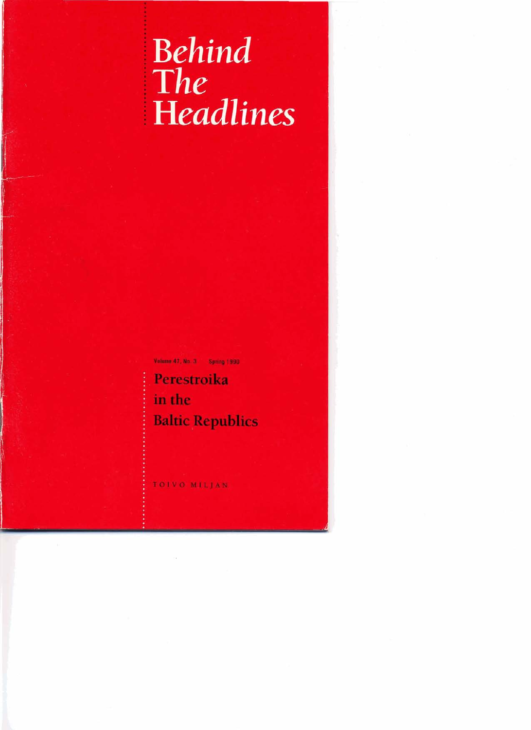# Behind The Headlines

Volume 47, No. 3 Spring 1990

## Perestroika in the Baltic Republics

TOIVO MILJAN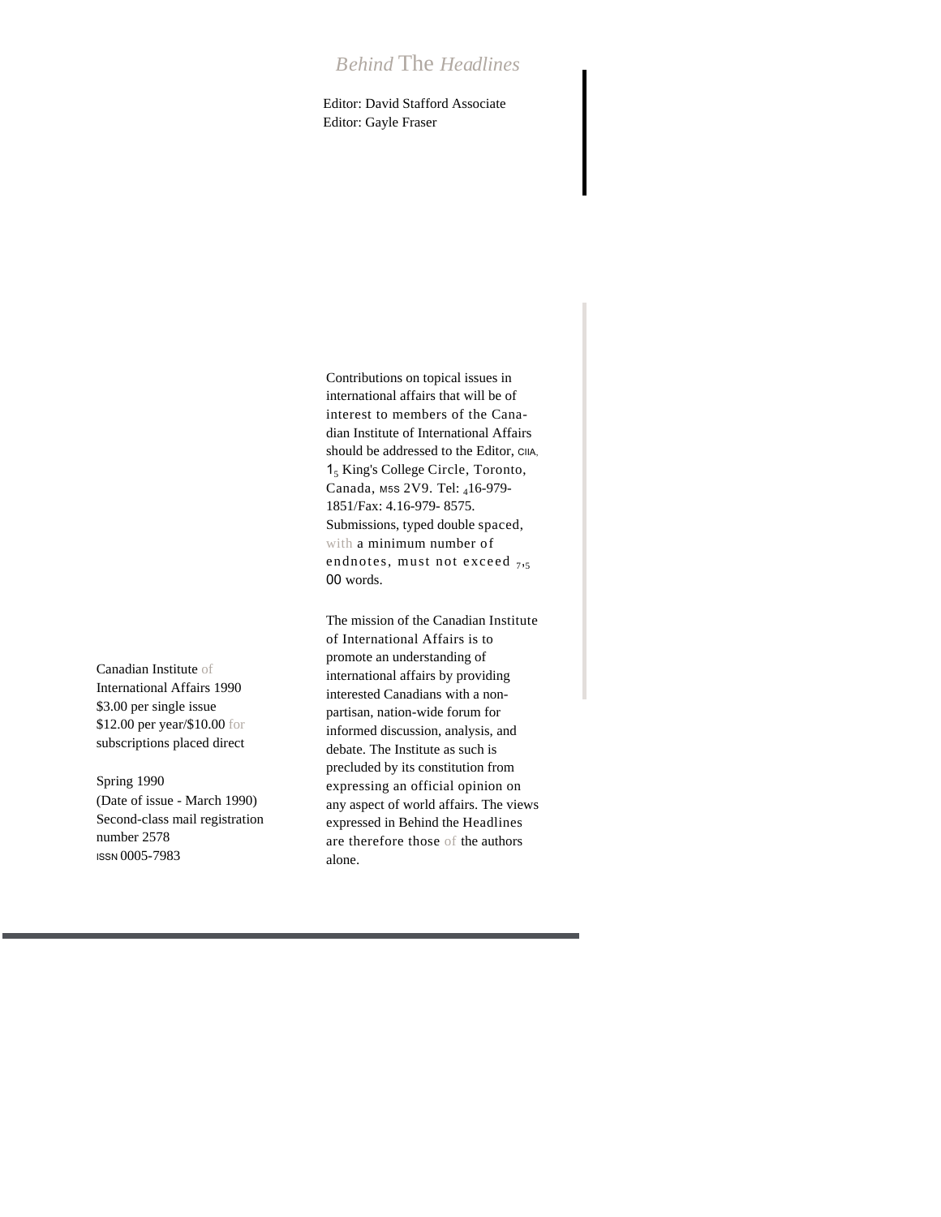# *Behind* The *Headlines*

Editor: David Stafford Associate
Editor: Gayle Fraser

Contributions on topical issues in international affairs that will be of interest to members of the Canadian Institute of International Affairs should be addressed to the Editor, CIIA, 15 King's College Circle, Toronto, Canada, M5S 2V9. Tel: 416-979-1851/Fax: 4.16-979- 8575. Submissions, typed double spaced, with a minimum number of endnotes, must not exceed 7,500 words.

The mission of the Canadian Institute of International Affairs is to promote an understanding of international affairs by providing interested Canadians with a non-partisan, nation-wide forum for informed discussion, analysis, and debate. The Institute as such is precluded by its constitution from expressing an official opinion on any aspect of world affairs. The views expressed in Behind the Headlines are therefore those of the authors alone.

Canadian Institute of International Affairs 1990
$3.00 per single issue
$12.00 per year/$10.00 for subscriptions placed direct

Spring 1990
(Date of issue - March 1990)
Second-class mail registration number 2578
ISSN 0005-7983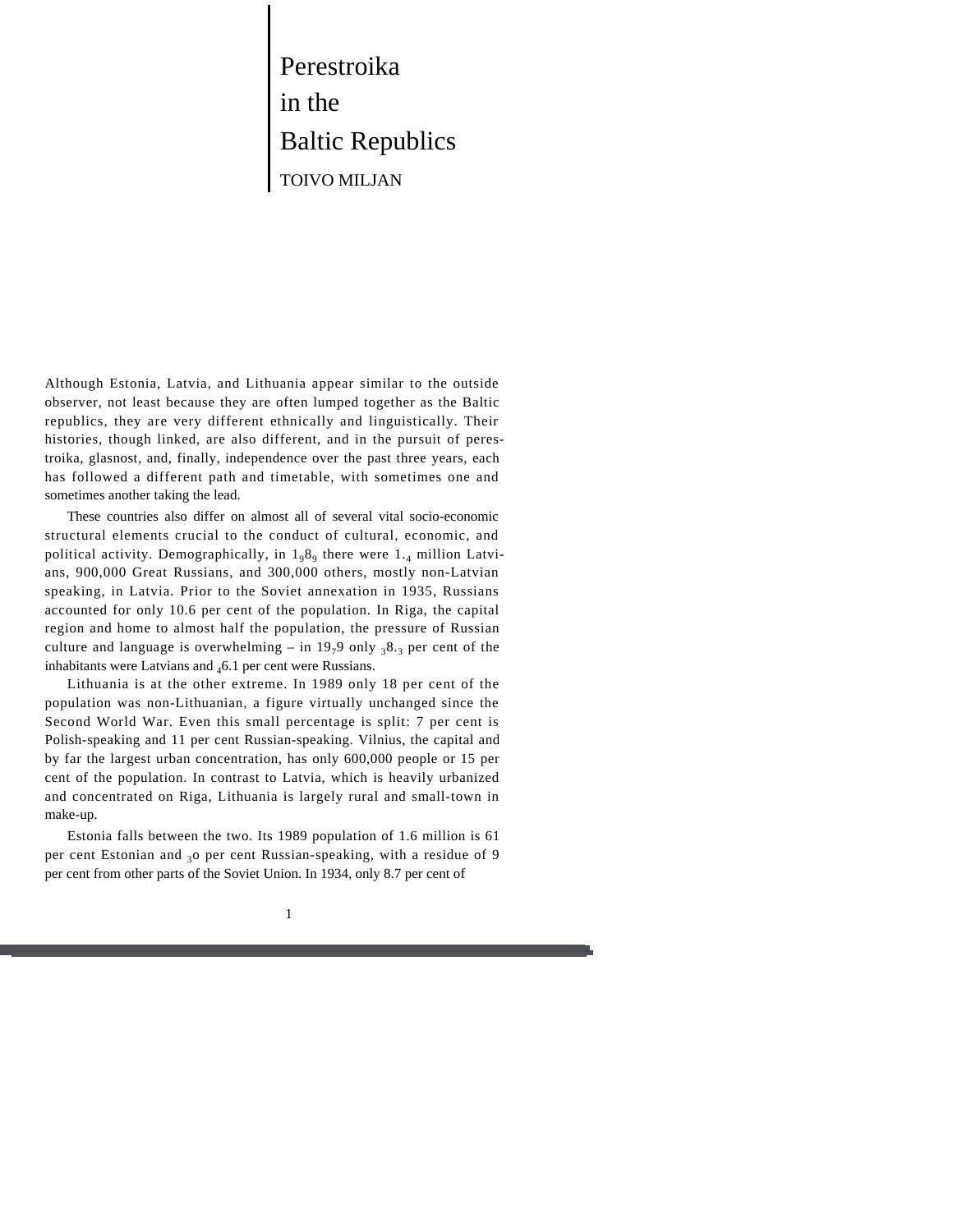# Perestroika in the Baltic Republics

TOIVO MILJAN

Although Estonia, Latvia, and Lithuania appear similar to the outside observer, not least because they are often lumped together as the Baltic republics, they are very different ethnically and linguistically. Their histories, though linked, are also different, and in the pursuit of perestroika, glasnost, and, finally, independence over the past three years, each has followed a different path and timetable, with sometimes one and sometimes another taking the lead.

These countries also differ on almost all of several vital socio-economic structural elements crucial to the conduct of cultural, economic, and political activity. Demographically, in 1989 there were 1.4 million Latvians, 900,000 Great Russians, and 300,000 others, mostly non-Latvian speaking, in Latvia. Prior to the Soviet annexation in 1935, Russians accounted for only 10.6 per cent of the population. In Riga, the capital region and home to almost half the population, the pressure of Russian culture and language is overwhelming – in 1979 only 38.3 per cent of the inhabitants were Latvians and 46.1 per cent were Russians.

Lithuania is at the other extreme. In 1989 only 18 per cent of the population was non-Lithuanian, a figure virtually unchanged since the Second World War. Even this small percentage is split: 7 per cent is Polish-speaking and 11 per cent Russian-speaking. Vilnius, the capital and by far the largest urban concentration, has only 600,000 people or 15 per cent of the population. In contrast to Latvia, which is heavily urbanized and concentrated on Riga, Lithuania is largely rural and small-town in make-up.

Estonia falls between the two. Its 1989 population of 1.6 million is 61 per cent Estonian and 30 per cent Russian-speaking, with a residue of 9 per cent from other parts of the Soviet Union. In 1934, only 8.7 per cent of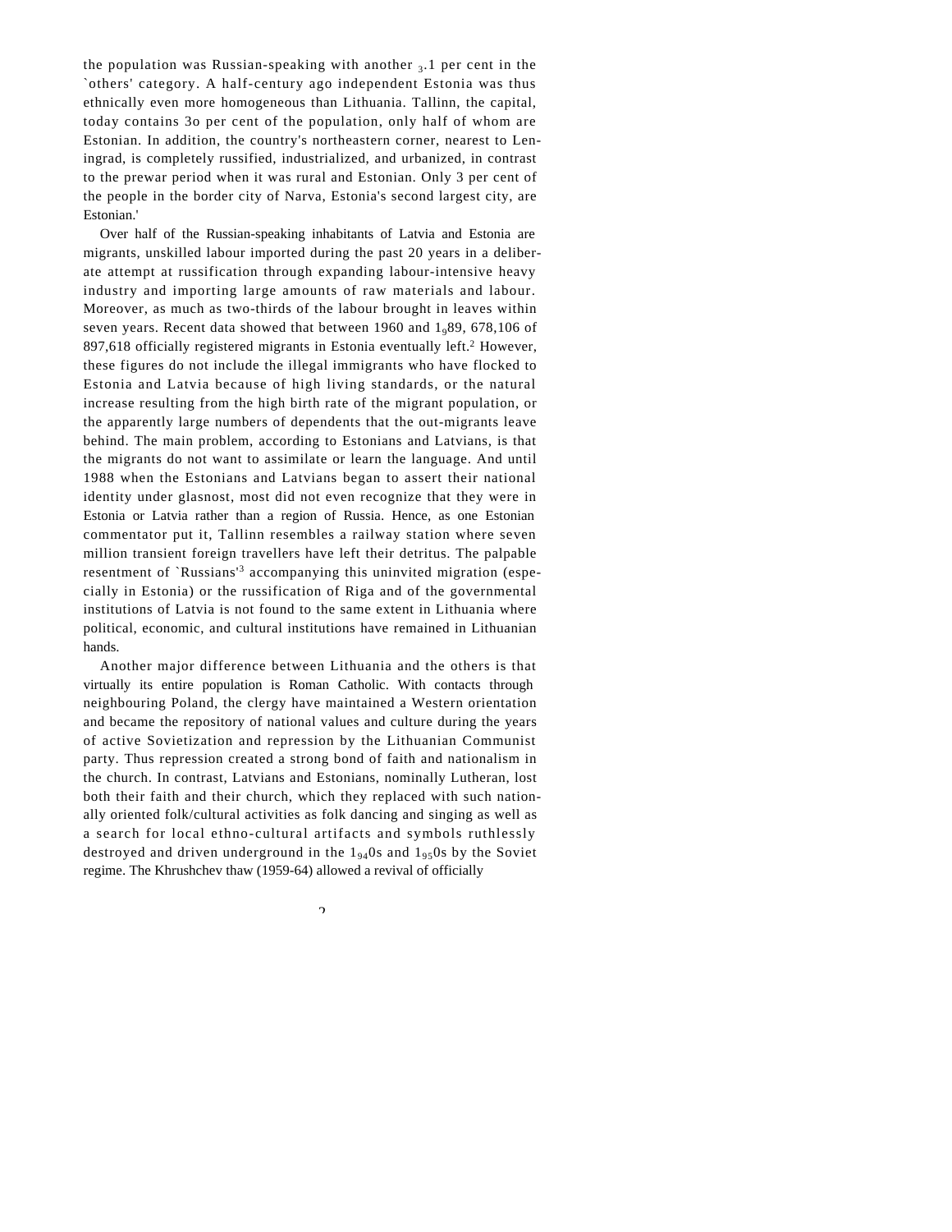the population was Russian-speaking with another 3.1 per cent in the `others' category. A half-century ago independent Estonia was thus ethnically even more homogeneous than Lithuania. Tallinn, the capital, today contains 3o per cent of the population, only half of whom are Estonian. In addition, the country's northeastern corner, nearest to Leningrad, is completely russified, industrialized, and urbanized, in contrast to the prewar period when it was rural and Estonian. Only 3 per cent of the people in the border city of Narva, Estonia's second largest city, are Estonian.'

Over half of the Russian-speaking inhabitants of Latvia and Estonia are migrants, unskilled labour imported during the past 20 years in a deliberate attempt at russification through expanding labour-intensive heavy industry and importing large amounts of raw materials and labour. Moreover, as much as two-thirds of the labour brought in leaves within seven years. Recent data showed that between 1960 and 1989, 678,106 of 897,618 officially registered migrants in Estonia eventually left.[2] However, these figures do not include the illegal immigrants who have flocked to Estonia and Latvia because of high living standards, or the natural increase resulting from the high birth rate of the migrant population, or the apparently large numbers of dependents that the out-migrants leave behind. The main problem, according to Estonians and Latvians, is that the migrants do not want to assimilate or learn the language. And until 1988 when the Estonians and Latvians began to assert their national identity under glasnost, most did not even recognize that they were in Estonia or Latvia rather than a region of Russia. Hence, as one Estonian commentator put it, Tallinn resembles a railway station where seven million transient foreign travellers have left their detritus. The palpable resentment of `Russians'[3] accompanying this uninvited migration (especially in Estonia) or the russification of Riga and of the governmental institutions of Latvia is not found to the same extent in Lithuania where political, economic, and cultural institutions have remained in Lithuanian hands.

Another major difference between Lithuania and the others is that virtually its entire population is Roman Catholic. With contacts through neighbouring Poland, the clergy have maintained a Western orientation and became the repository of national values and culture during the years of active Sovietization and repression by the Lithuanian Communist party. Thus repression created a strong bond of faith and nationalism in the church. In contrast, Latvians and Estonians, nominally Lutheran, lost both their faith and their church, which they replaced with such nationally oriented folk/cultural activities as folk dancing and singing as well as a search for local ethno-cultural artifacts and symbols ruthlessly destroyed and driven underground in the 1940s and 1950s by the Soviet regime. The Khrushchev thaw (1959-64) allowed a revival of officially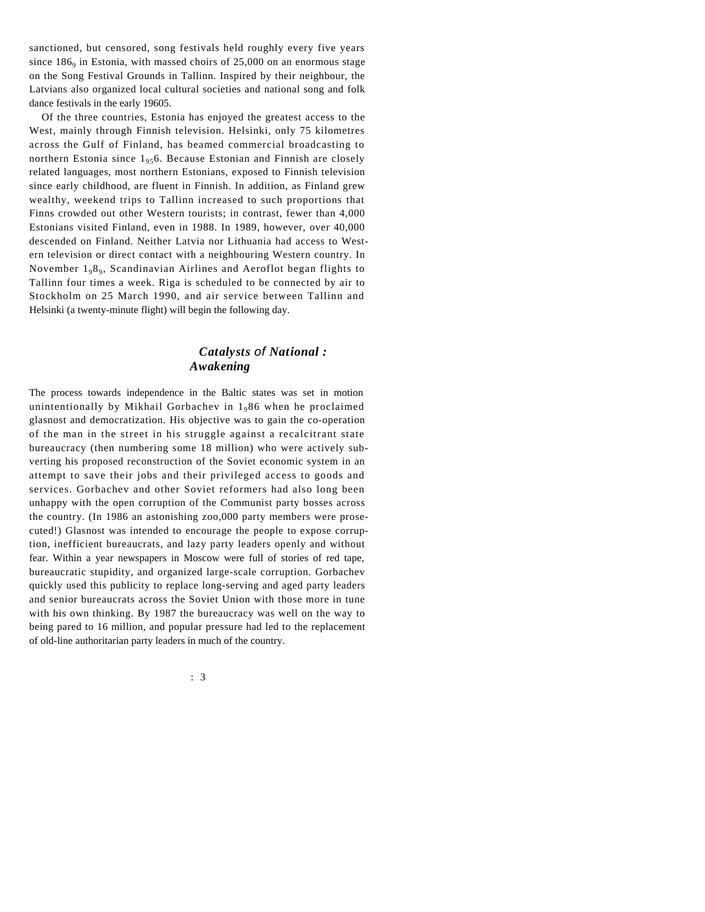sanctioned, but censored, song festivals held roughly every five years since 1869 in Estonia, with massed choirs of 25,000 on an enormous stage on the Song Festival Grounds in Tallinn. Inspired by their neighbour, the Latvians also organized local cultural societies and national song and folk dance festivals in the early 1960s.

Of the three countries, Estonia has enjoyed the greatest access to the West, mainly through Finnish television. Helsinki, only 75 kilometres across the Gulf of Finland, has beamed commercial broadcasting to northern Estonia since 1956. Because Estonian and Finnish are closely related languages, most northern Estonians, exposed to Finnish television since early childhood, are fluent in Finnish. In addition, as Finland grew wealthy, weekend trips to Tallinn increased to such proportions that Finns crowded out other Western tourists; in contrast, fewer than 4,000 Estonians visited Finland, even in 1988. In 1989, however, over 40,000 descended on Finland. Neither Latvia nor Lithuania had access to Western television or direct contact with a neighbouring Western country. In November 1989, Scandinavian Airlines and Aeroflot began flights to Tallinn four times a week. Riga is scheduled to be connected by air to Stockholm on 25 March 1990, and air service between Tallinn and Helsinki (a twenty-minute flight) will begin the following day.

## *Catalysts of National Awakening*

The process towards independence in the Baltic states was set in motion unintentionally by Mikhail Gorbachev in 1986 when he proclaimed glasnost and democratization. His objective was to gain the co-operation of the man in the street in his struggle against a recalcitrant state bureaucracy (then numbering some 18 million) who were actively subverting his proposed reconstruction of the Soviet economic system in an attempt to save their jobs and their privileged access to goods and services. Gorbachev and other Soviet reformers had also long been unhappy with the open corruption of the Communist party bosses across the country. (In 1986 an astonishing 200,000 party members were prosecuted!) Glasnost was intended to encourage the people to expose corruption, inefficient bureaucrats, and lazy party leaders openly and without fear. Within a year newspapers in Moscow were full of stories of red tape, bureaucratic stupidity, and organized large-scale corruption. Gorbachev quickly used this publicity to replace long-serving and aged party leaders and senior bureaucrats across the Soviet Union with those more in tune with his own thinking. By 1987 the bureaucracy was well on the way to being pared to 16 million, and popular pressure had led to the replacement of old-line authoritarian party leaders in much of the country.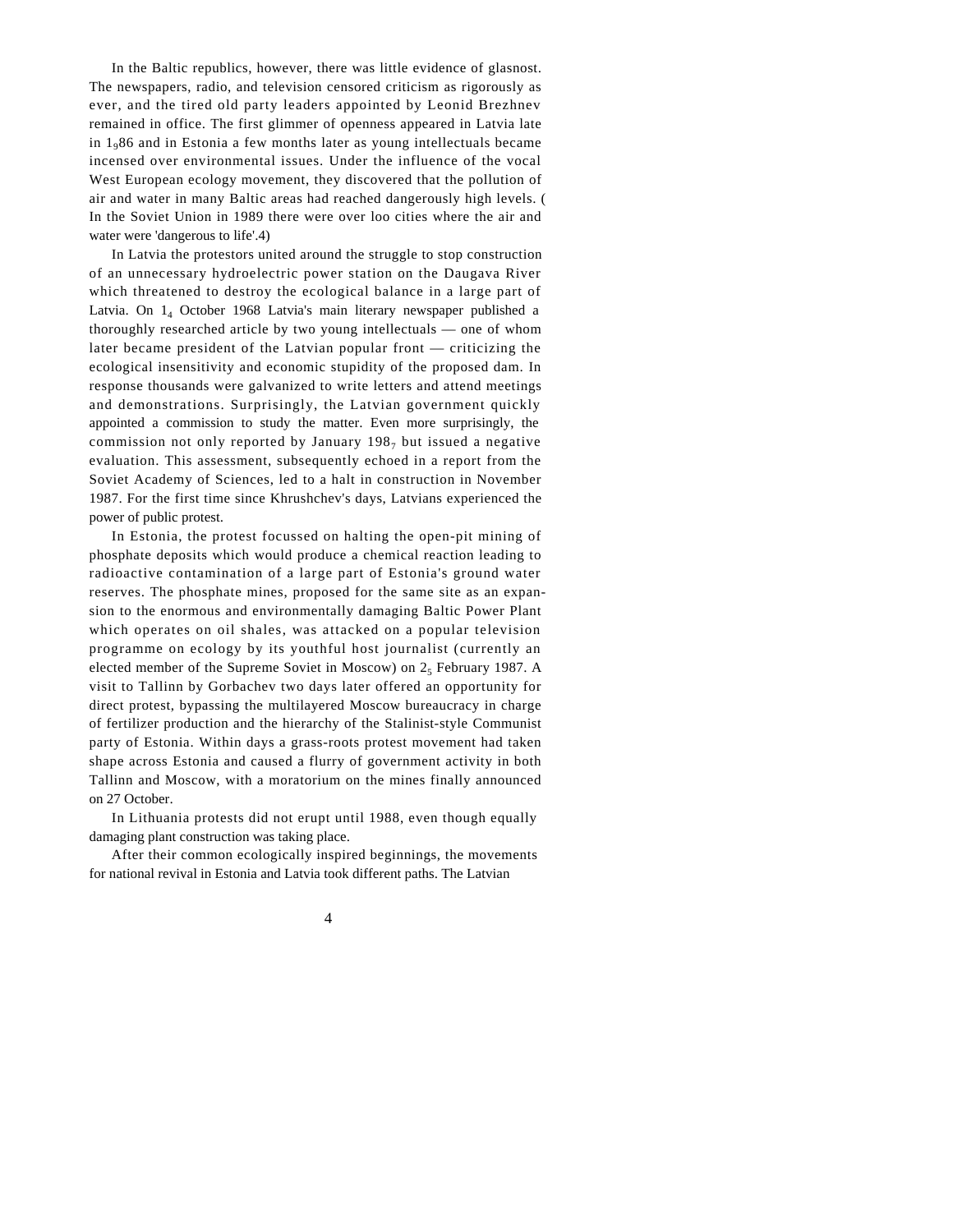In the Baltic republics, however, there was little evidence of glasnost. The newspapers, radio, and television censored criticism as rigorously as ever, and the tired old party leaders appointed by Leonid Brezhnev remained in office. The first glimmer of openness appeared in Latvia late in 1986 and in Estonia a few months later as young intellectuals became incensed over environmental issues. Under the influence of the vocal West European ecology movement, they discovered that the pollution of air and water in many Baltic areas had reached dangerously high levels. (In the Soviet Union in 1989 there were over loo cities where the air and water were 'dangerous to life'.4)

In Latvia the protestors united around the struggle to stop construction of an unnecessary hydroelectric power station on the Daugava River which threatened to destroy the ecological balance in a large part of Latvia. On 14 October 1968 Latvia's main literary newspaper published a thoroughly researched article by two young intellectuals — one of whom later became president of the Latvian popular front — criticizing the ecological insensitivity and economic stupidity of the proposed dam. In response thousands were galvanized to write letters and attend meetings and demonstrations. Surprisingly, the Latvian government quickly appointed a commission to study the matter. Even more surprisingly, the commission not only reported by January 1987 but issued a negative evaluation. This assessment, subsequently echoed in a report from the Soviet Academy of Sciences, led to a halt in construction in November 1987. For the first time since Khrushchev's days, Latvians experienced the power of public protest.

In Estonia, the protest focussed on halting the open-pit mining of phosphate deposits which would produce a chemical reaction leading to radioactive contamination of a large part of Estonia's ground water reserves. The phosphate mines, proposed for the same site as an expansion to the enormous and environmentally damaging Baltic Power Plant which operates on oil shales, was attacked on a popular television programme on ecology by its youthful host journalist (currently an elected member of the Supreme Soviet in Moscow) on 25 February 1987. A visit to Tallinn by Gorbachev two days later offered an opportunity for direct protest, bypassing the multilayered Moscow bureaucracy in charge of fertilizer production and the hierarchy of the Stalinist-style Communist party of Estonia. Within days a grass-roots protest movement had taken shape across Estonia and caused a flurry of government activity in both Tallinn and Moscow, with a moratorium on the mines finally announced on 27 October.

In Lithuania protests did not erupt until 1988, even though equally damaging plant construction was taking place.

After their common ecologically inspired beginnings, the movements for national revival in Estonia and Latvia took different paths. The Latvian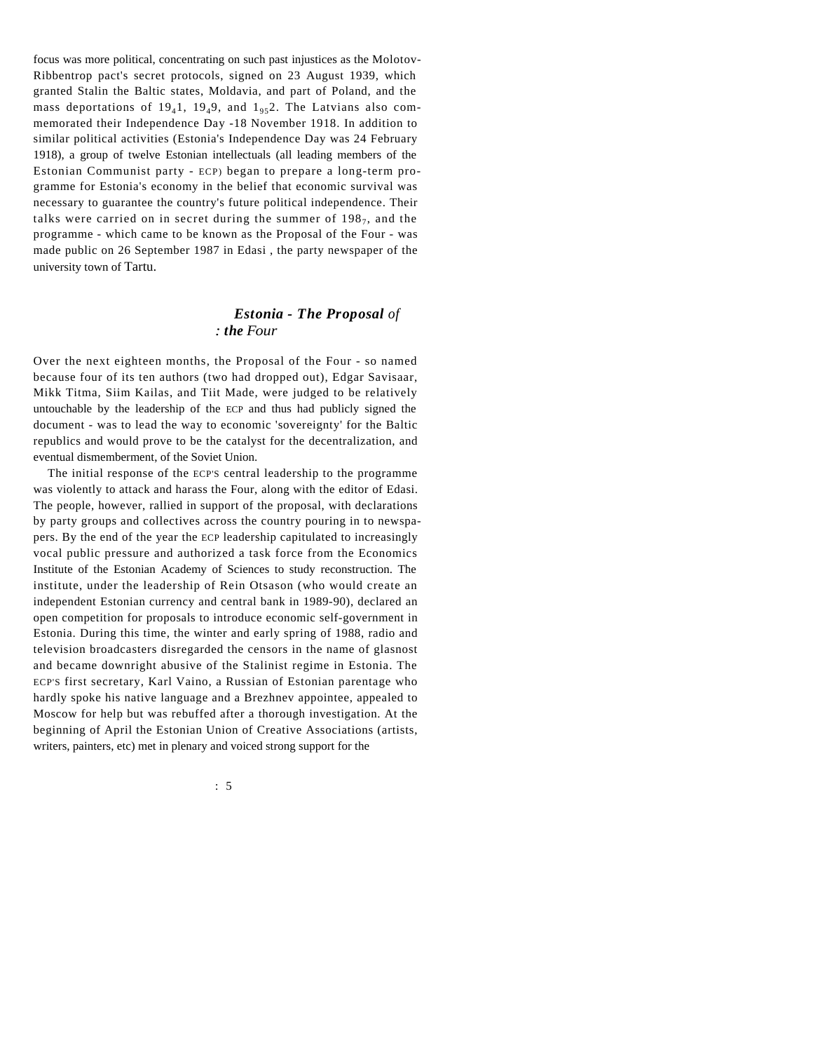focus was more political, concentrating on such past injustices as the Molotov-Ribbentrop pact's secret protocols, signed on 23 August 1939, which granted Stalin the Baltic states, Moldavia, and part of Poland, and the mass deportations of 1941, 1949, and 1952. The Latvians also commemorated their Independence Day -18 November 1918. In addition to similar political activities (Estonia's Independence Day was 24 February 1918), a group of twelve Estonian intellectuals (all leading members of the Estonian Communist party - ECP) began to prepare a long-term programme for Estonia's economy in the belief that economic survival was necessary to guarantee the country's future political independence. Their talks were carried on in secret during the summer of 1987, and the programme - which came to be known as the Proposal of the Four - was made public on 26 September 1987 in Edasi , the party newspaper of the university town of Tartu.

## *Estonia - The Proposal of the Four*

Over the next eighteen months, the Proposal of the Four - so named because four of its ten authors (two had dropped out), Edgar Savisaar, Mikk Titma, Siim Kailas, and Tiit Made, were judged to be relatively untouchable by the leadership of the ECP and thus had publicly signed the document - was to lead the way to economic 'sovereignty' for the Baltic republics and would prove to be the catalyst for the decentralization, and eventual dismemberment, of the Soviet Union.

The initial response of the ECP'S central leadership to the programme was violently to attack and harass the Four, along with the editor of Edasi. The people, however, rallied in support of the proposal, with declarations by party groups and collectives across the country pouring in to newspapers. By the end of the year the ECP leadership capitulated to increasingly vocal public pressure and authorized a task force from the Economics Institute of the Estonian Academy of Sciences to study reconstruction. The institute, under the leadership of Rein Otsason (who would create an independent Estonian currency and central bank in 1989-90), declared an open competition for proposals to introduce economic self-government in Estonia. During this time, the winter and early spring of 1988, radio and television broadcasters disregarded the censors in the name of glasnost and became downright abusive of the Stalinist regime in Estonia. The ECP'S first secretary, Karl Vaino, a Russian of Estonian parentage who hardly spoke his native language and a Brezhnev appointee, appealed to Moscow for help but was rebuffed after a thorough investigation. At the beginning of April the Estonian Union of Creative Associations (artists, writers, painters, etc) met in plenary and voiced strong support for the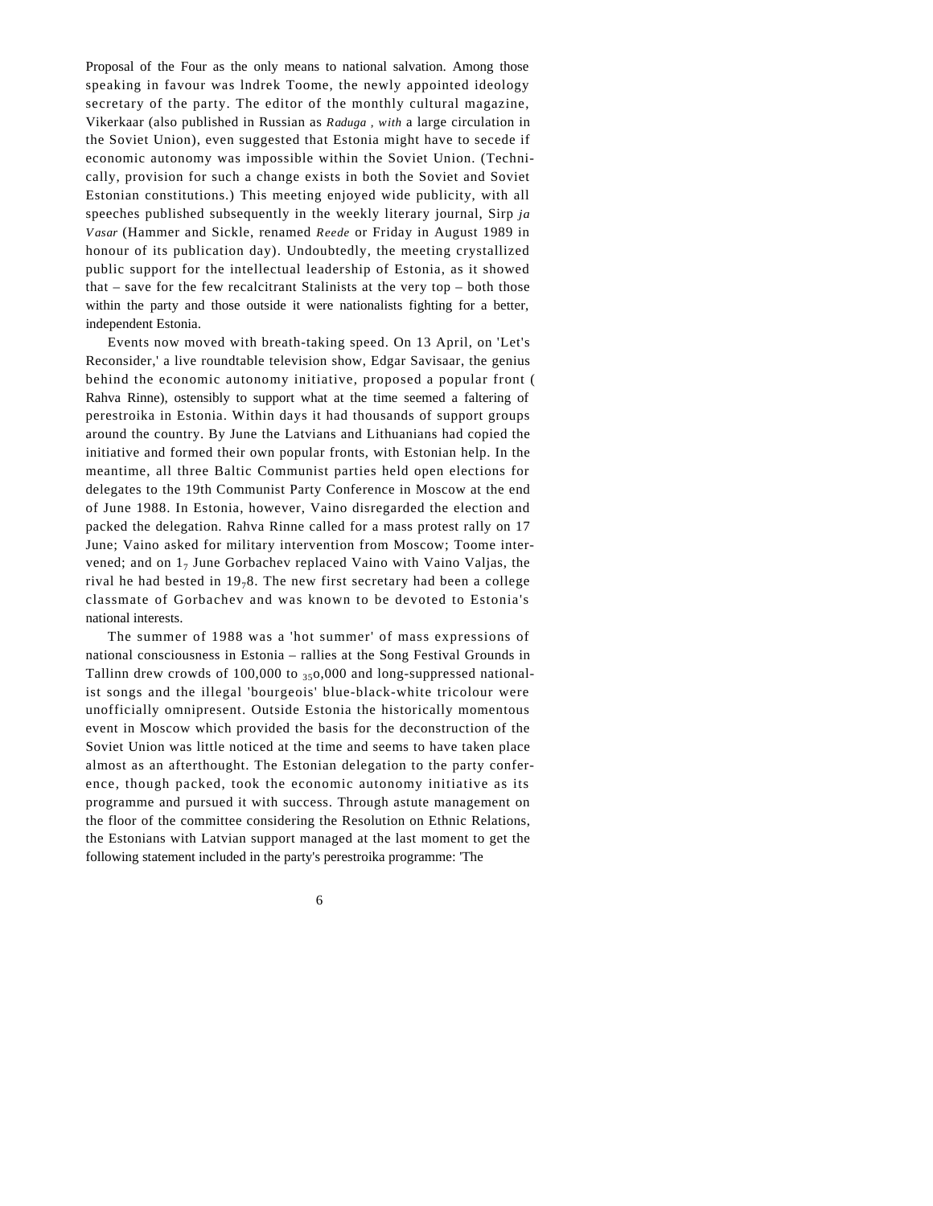Proposal of the Four as the only means to national salvation. Among those speaking in favour was Indrek Toome, the newly appointed ideology secretary of the party. The editor of the monthly cultural magazine, Vikerkaar (also published in Russian as *Raduga*, with a large circulation in the Soviet Union), even suggested that Estonia might have to secede if economic autonomy was impossible within the Soviet Union. (Technically, provision for such a change exists in both the Soviet and Soviet Estonian constitutions.) This meeting enjoyed wide publicity, with all speeches published subsequently in the weekly literary journal, Sirp *ja Vasar* (Hammer and Sickle, renamed *Reede* or Friday in August 1989 in honour of its publication day). Undoubtedly, the meeting crystallized public support for the intellectual leadership of Estonia, as it showed that – save for the few recalcitrant Stalinists at the very top – both those within the party and those outside it were nationalists fighting for a better, independent Estonia.

Events now moved with breath-taking speed. On 13 April, on 'Let's Reconsider,' a live roundtable television show, Edgar Savisaar, the genius behind the economic autonomy initiative, proposed a popular front (Rahva Rinne), ostensibly to support what at the time seemed a faltering of perestroika in Estonia. Within days it had thousands of support groups around the country. By June the Latvians and Lithuanians had copied the initiative and formed their own popular fronts, with Estonian help. In the meantime, all three Baltic Communist parties held open elections for delegates to the 19th Communist Party Conference in Moscow at the end of June 1988. In Estonia, however, Vaino disregarded the election and packed the delegation. Rahva Rinne called for a mass protest rally on 17 June; Vaino asked for military intervention from Moscow; Toome intervened; and on 17 June Gorbachev replaced Vaino with Vaino Valjas, the rival he had bested in 1978. The new first secretary had been a college classmate of Gorbachev and was known to be devoted to Estonia's national interests.

The summer of 1988 was a 'hot summer' of mass expressions of national consciousness in Estonia – rallies at the Song Festival Grounds in Tallinn drew crowds of 100,000 to 350,000 and long-suppressed nationalist songs and the illegal 'bourgeois' blue-black-white tricolour were unofficially omnipresent. Outside Estonia the historically momentous event in Moscow which provided the basis for the deconstruction of the Soviet Union was little noticed at the time and seems to have taken place almost as an afterthought. The Estonian delegation to the party conference, though packed, took the economic autonomy initiative as its programme and pursued it with success. Through astute management on the floor of the committee considering the Resolution on Ethnic Relations, the Estonians with Latvian support managed at the last moment to get the following statement included in the party's perestroika programme: 'The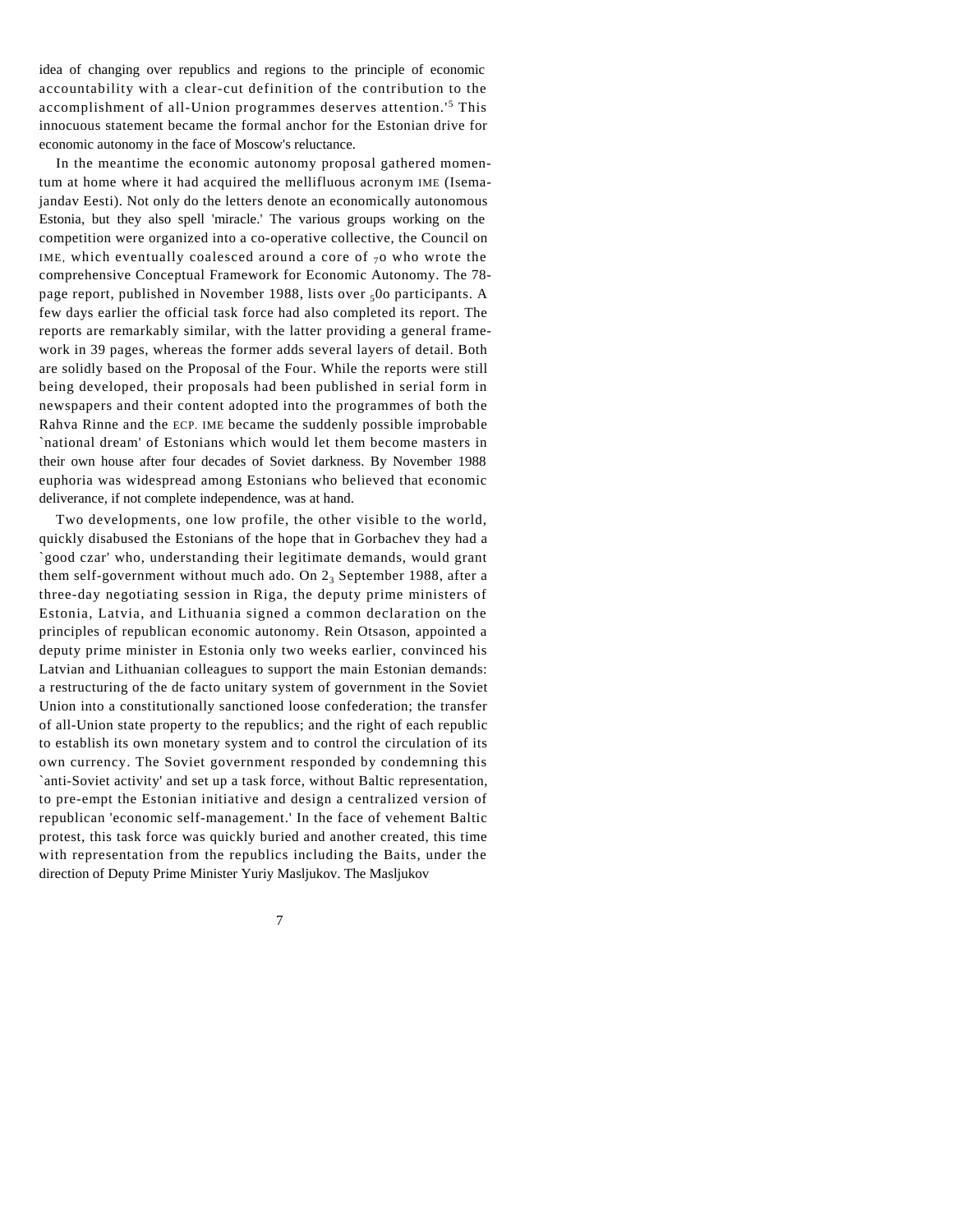idea of changing over republics and regions to the principle of economic accountability with a clear-cut definition of the contribution to the accomplishment of all-Union programmes deserves attention.'[5] This innocuous statement became the formal anchor for the Estonian drive for economic autonomy in the face of Moscow's reluctance.

In the meantime the economic autonomy proposal gathered momentum at home where it had acquired the mellifluous acronym IME (Isemajandav Eesti). Not only do the letters denote an economically autonomous Estonia, but they also spell 'miracle.' The various groups working on the competition were organized into a co-operative collective, the Council on IME, which eventually coalesced around a core of 70 who wrote the comprehensive Conceptual Framework for Economic Autonomy. The 78-page report, published in November 1988, lists over 500 participants. A few days earlier the official task force had also completed its report. The reports are remarkably similar, with the latter providing a general framework in 39 pages, whereas the former adds several layers of detail. Both are solidly based on the Proposal of the Four. While the reports were still being developed, their proposals had been published in serial form in newspapers and their content adopted into the programmes of both the Rahva Rinne and the ECP. IME became the suddenly possible improbable `national dream' of Estonians which would let them become masters in their own house after four decades of Soviet darkness. By November 1988 euphoria was widespread among Estonians who believed that economic deliverance, if not complete independence, was at hand.

Two developments, one low profile, the other visible to the world, quickly disabused the Estonians of the hope that in Gorbachev they had a `good czar' who, understanding their legitimate demands, would grant them self-government without much ado. On 23 September 1988, after a three-day negotiating session in Riga, the deputy prime ministers of Estonia, Latvia, and Lithuania signed a common declaration on the principles of republican economic autonomy. Rein Otsason, appointed a deputy prime minister in Estonia only two weeks earlier, convinced his Latvian and Lithuanian colleagues to support the main Estonian demands: a restructuring of the de facto unitary system of government in the Soviet Union into a constitutionally sanctioned loose confederation; the transfer of all-Union state property to the republics; and the right of each republic to establish its own monetary system and to control the circulation of its own currency. The Soviet government responded by condemning this `anti-Soviet activity' and set up a task force, without Baltic representation, to pre-empt the Estonian initiative and design a centralized version of republican 'economic self-management.' In the face of vehement Baltic protest, this task force was quickly buried and another created, this time with representation from the republics including the Baits, under the direction of Deputy Prime Minister Yuriy Masljukov. The Masljukov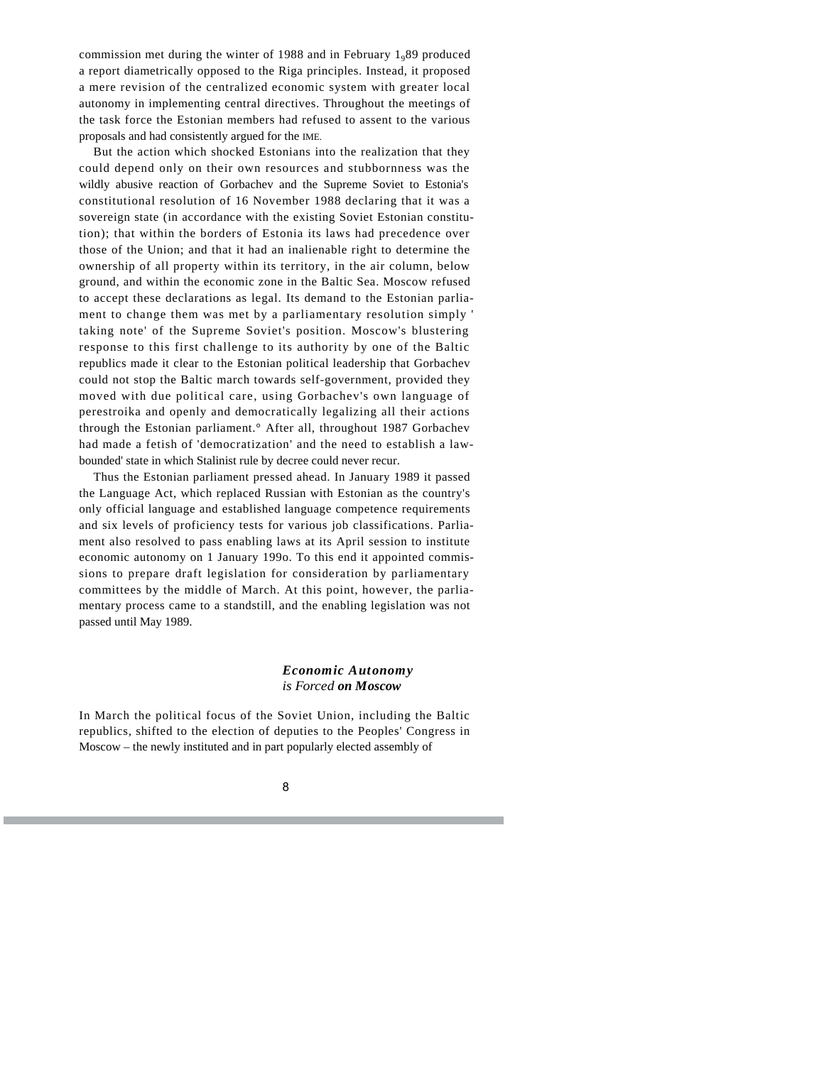commission met during the winter of 1988 and in February 1989 produced a report diametrically opposed to the Riga principles. Instead, it proposed a mere revision of the centralized economic system with greater local autonomy in implementing central directives. Throughout the meetings of the task force the Estonian members had refused to assent to the various proposals and had consistently argued for the IME.

But the action which shocked Estonians into the realization that they could depend only on their own resources and stubbornness was the wildly abusive reaction of Gorbachev and the Supreme Soviet to Estonia's constitutional resolution of 16 November 1988 declaring that it was a sovereign state (in accordance with the existing Soviet Estonian constitution); that within the borders of Estonia its laws had precedence over those of the Union; and that it had an inalienable right to determine the ownership of all property within its territory, in the air column, below ground, and within the economic zone in the Baltic Sea. Moscow refused to accept these declarations as legal. Its demand to the Estonian parliament to change them was met by a parliamentary resolution simply 'taking note' of the Supreme Soviet's position. Moscow's blustering response to this first challenge to its authority by one of the Baltic republics made it clear to the Estonian political leadership that Gorbachev could not stop the Baltic march towards self-government, provided they moved with due political care, using Gorbachev's own language of perestroika and openly and democratically legalizing all their actions through the Estonian parliament.° After all, throughout 1987 Gorbachev had made a fetish of 'democratization' and the need to establish a law-bounded' state in which Stalinist rule by decree could never recur.

Thus the Estonian parliament pressed ahead. In January 1989 it passed the Language Act, which replaced Russian with Estonian as the country's only official language and established language competence requirements and six levels of proficiency tests for various job classifications. Parliament also resolved to pass enabling laws at its April session to institute economic autonomy on 1 January 1990. To this end it appointed commissions to prepare draft legislation for consideration by parliamentary committees by the middle of March. At this point, however, the parliamentary process came to a standstill, and the enabling legislation was not passed until May 1989.

### *Economic Autonomy is Forced **on Moscow***

In March the political focus of the Soviet Union, including the Baltic republics, shifted to the election of deputies to the Peoples' Congress in Moscow – the newly instituted and in part popularly elected assembly of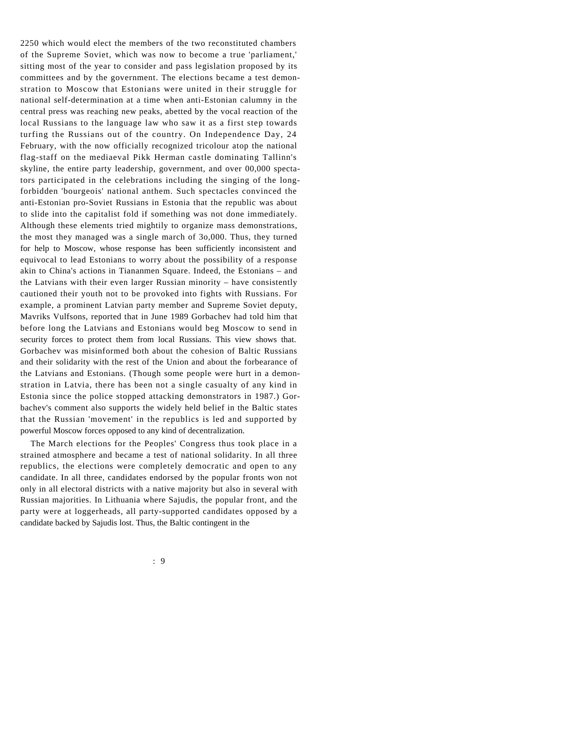2250 which would elect the members of the two reconstituted chambers of the Supreme Soviet, which was now to become a true 'parliament,' sitting most of the year to consider and pass legislation proposed by its committees and by the government. The elections became a test demonstration to Moscow that Estonians were united in their struggle for national self-determination at a time when anti-Estonian calumny in the central press was reaching new peaks, abetted by the vocal reaction of the local Russians to the language law who saw it as a first step towards turfing the Russians out of the country. On Independence Day, 24 February, with the now officially recognized tricolour atop the national flag-staff on the mediaeval Pikk Herman castle dominating Tallinn's skyline, the entire party leadership, government, and over 00,000 spectators participated in the celebrations including the singing of the long-forbidden 'bourgeois' national anthem. Such spectacles convinced the anti-Estonian pro-Soviet Russians in Estonia that the republic was about to slide into the capitalist fold if something was not done immediately. Although these elements tried mightily to organize mass demonstrations, the most they managed was a single march of 3o,000. Thus, they turned for help to Moscow, whose response has been sufficiently inconsistent and equivocal to lead Estonians to worry about the possibility of a response akin to China's actions in Tiananmen Square. Indeed, the Estonians – and the Latvians with their even larger Russian minority – have consistently cautioned their youth not to be provoked into fights with Russians. For example, a prominent Latvian party member and Supreme Soviet deputy, Mavriks Vulfsons, reported that in June 1989 Gorbachev had told him that before long the Latvians and Estonians would beg Moscow to send in security forces to protect them from local Russians. This view shows that. Gorbachev was misinformed both about the cohesion of Baltic Russians and their solidarity with the rest of the Union and about the forbearance of the Latvians and Estonians. (Though some people were hurt in a demonstration in Latvia, there has been not a single casualty of any kind in Estonia since the police stopped attacking demonstrators in 1987.) Gorbachev's comment also supports the widely held belief in the Baltic states that the Russian 'movement' in the republics is led and supported by powerful Moscow forces opposed to any kind of decentralization.

The March elections for the Peoples' Congress thus took place in a strained atmosphere and became a test of national solidarity. In all three republics, the elections were completely democratic and open to any candidate. In all three, candidates endorsed by the popular fronts won not only in all electoral districts with a native majority but also in several with Russian majorities. In Lithuania where Sajudis, the popular front, and the party were at loggerheads, all party-supported candidates opposed by a candidate backed by Sajudis lost. Thus, the Baltic contingent in the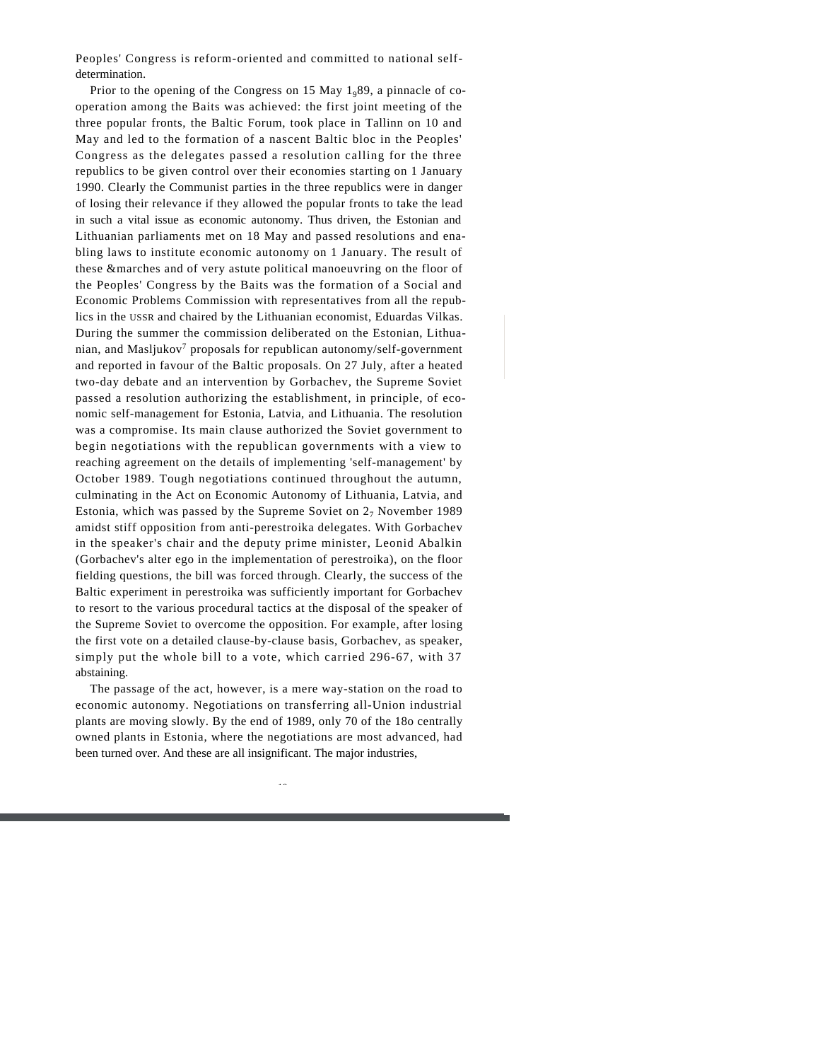Peoples' Congress is reform-oriented and committed to national self-determination.

Prior to the opening of the Congress on 15 May 1989, a pinnacle of co-operation among the Baits was achieved: the first joint meeting of the three popular fronts, the Baltic Forum, took place in Tallinn on 10 and May and led to the formation of a nascent Baltic bloc in the Peoples' Congress as the delegates passed a resolution calling for the three republics to be given control over their economies starting on 1 January 1990. Clearly the Communist parties in the three republics were in danger of losing their relevance if they allowed the popular fronts to take the lead in such a vital issue as economic autonomy. Thus driven, the Estonian and Lithuanian parliaments met on 18 May and passed resolutions and enabling laws to institute economic autonomy on 1 January. The result of these &marches and of very astute political manoeuvring on the floor of the Peoples' Congress by the Baits was the formation of a Social and Economic Problems Commission with representatives from all the republics in the USSR and chaired by the Lithuanian economist, Eduardas Vilkas. During the summer the commission deliberated on the Estonian, Lithuanian, and Masljukov[7] proposals for republican autonomy/self-government and reported in favour of the Baltic proposals. On 27 July, after a heated two-day debate and an intervention by Gorbachev, the Supreme Soviet passed a resolution authorizing the establishment, in principle, of economic self-management for Estonia, Latvia, and Lithuania. The resolution was a compromise. Its main clause authorized the Soviet government to begin negotiations with the republican governments with a view to reaching agreement on the details of implementing 'self-management' by October 1989. Tough negotiations continued throughout the autumn, culminating in the Act on Economic Autonomy of Lithuania, Latvia, and Estonia, which was passed by the Supreme Soviet on 27 November 1989 amidst stiff opposition from anti-perestroika delegates. With Gorbachev in the speaker's chair and the deputy prime minister, Leonid Abalkin (Gorbachev's alter ego in the implementation of perestroika), on the floor fielding questions, the bill was forced through. Clearly, the success of the Baltic experiment in perestroika was sufficiently important for Gorbachev to resort to the various procedural tactics at the disposal of the speaker of the Supreme Soviet to overcome the opposition. For example, after losing the first vote on a detailed clause-by-clause basis, Gorbachev, as speaker, simply put the whole bill to a vote, which carried 296-67, with 37 abstaining.

The passage of the act, however, is a mere way-station on the road to economic autonomy. Negotiations on transferring all-Union industrial plants are moving slowly. By the end of 1989, only 70 of the 18o centrally owned plants in Estonia, where the negotiations are most advanced, had been turned over. And these are all insignificant. The major industries,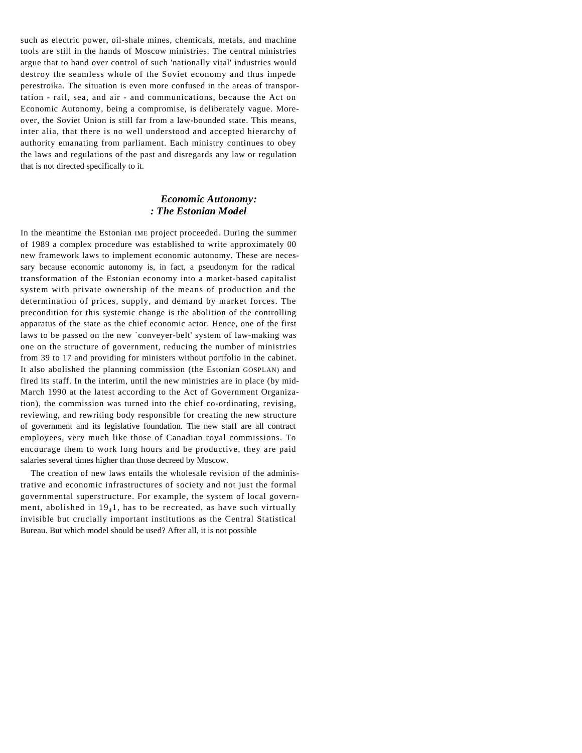such as electric power, oil-shale mines, chemicals, metals, and machine tools are still in the hands of Moscow ministries. The central ministries argue that to hand over control of such 'nationally vital' industries would destroy the seamless whole of the Soviet economy and thus impede perestroika. The situation is even more confused in the areas of transportation - rail, sea, and air - and communications, because the Act on Economic Autonomy, being a compromise, is deliberately vague. Moreover, the Soviet Union is still far from a law-bounded state. This means, inter alia, that there is no well understood and accepted hierarchy of authority emanating from parliament. Each ministry continues to obey the laws and regulations of the past and disregards any law or regulation that is not directed specifically to it.

## *Economic Autonomy: : The Estonian Model*

In the meantime the Estonian IME project proceeded. During the summer of 1989 a complex procedure was established to write approximately 00 new framework laws to implement economic autonomy. These are necessary because economic autonomy is, in fact, a pseudonym for the radical transformation of the Estonian economy into a market-based capitalist system with private ownership of the means of production and the determination of prices, supply, and demand by market forces. The precondition for this systemic change is the abolition of the controlling apparatus of the state as the chief economic actor. Hence, one of the first laws to be passed on the new `conveyer-belt' system of law-making was one on the structure of government, reducing the number of ministries from 39 to 17 and providing for ministers without portfolio in the cabinet. It also abolished the planning commission (the Estonian GOSPLAN) and fired its staff. In the interim, until the new ministries are in place (by mid-March 1990 at the latest according to the Act of Government Organization), the commission was turned into the chief co-ordinating, revising, reviewing, and rewriting body responsible for creating the new structure of government and its legislative foundation. The new staff are all contract employees, very much like those of Canadian royal commissions. To encourage them to work long hours and be productive, they are paid salaries several times higher than those decreed by Moscow.

The creation of new laws entails the wholesale revision of the administrative and economic infrastructures of society and not just the formal governmental superstructure. For example, the system of local government, abolished in 19$_4$1, has to be recreated, as have such virtually invisible but crucially important institutions as the Central Statistical Bureau. But which model should be used? After all, it is not possible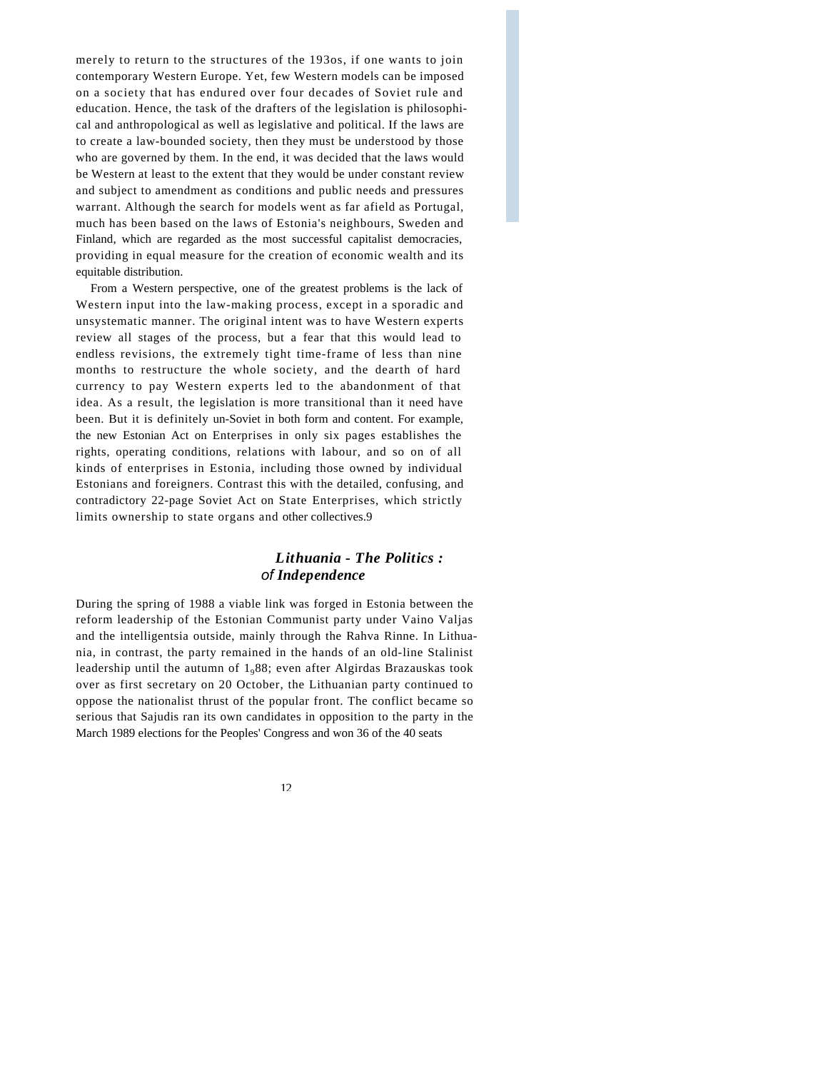merely to return to the structures of the 1930s, if one wants to join contemporary Western Europe. Yet, few Western models can be imposed on a society that has endured over four decades of Soviet rule and education. Hence, the task of the drafters of the legislation is philosophical and anthropological as well as legislative and political. If the laws are to create a law-bounded society, then they must be understood by those who are governed by them. In the end, it was decided that the laws would be Western at least to the extent that they would be under constant review and subject to amendment as conditions and public needs and pressures warrant. Although the search for models went as far afield as Portugal, much has been based on the laws of Estonia's neighbours, Sweden and Finland, which are regarded as the most successful capitalist democracies, providing in equal measure for the creation of economic wealth and its equitable distribution.

From a Western perspective, one of the greatest problems is the lack of Western input into the law-making process, except in a sporadic and unsystematic manner. The original intent was to have Western experts review all stages of the process, but a fear that this would lead to endless revisions, the extremely tight time-frame of less than nine months to restructure the whole society, and the dearth of hard currency to pay Western experts led to the abandonment of that idea. As a result, the legislation is more transitional than it need have been. But it is definitely un-Soviet in both form and content. For example, the new Estonian Act on Enterprises in only six pages establishes the rights, operating conditions, relations with labour, and so on of all kinds of enterprises in Estonia, including those owned by individual Estonians and foreigners. Contrast this with the detailed, confusing, and contradictory 22-page Soviet Act on State Enterprises, which strictly limits ownership to state organs and other collectives.[9]

## *Lithuania - The Politics of Independence*

During the spring of 1988 a viable link was forged in Estonia between the reform leadership of the Estonian Communist party under Vaino Valjas and the intelligentsia outside, mainly through the Rahva Rinne. In Lithuania, in contrast, the party remained in the hands of an old-line Stalinist leadership until the autumn of 1988; even after Algirdas Brazauskas took over as first secretary on 20 October, the Lithuanian party continued to oppose the nationalist thrust of the popular front. The conflict became so serious that Sajudis ran its own candidates in opposition to the party in the March 1989 elections for the Peoples' Congress and won 36 of the 40 seats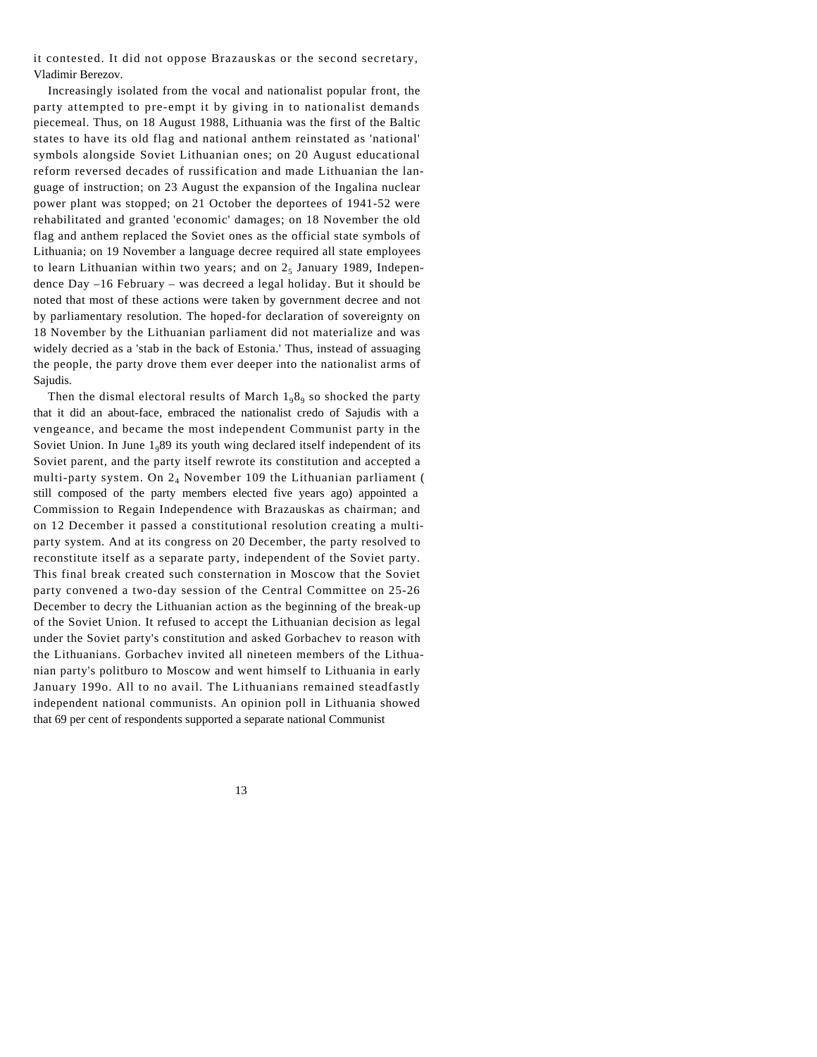it contested. It did not oppose Brazauskas or the second secretary, Vladimir Berezov.

Increasingly isolated from the vocal and nationalist popular front, the party attempted to pre-empt it by giving in to nationalist demands piecemeal. Thus, on 18 August 1988, Lithuania was the first of the Baltic states to have its old flag and national anthem reinstated as 'national' symbols alongside Soviet Lithuanian ones; on 20 August educational reform reversed decades of russification and made Lithuanian the language of instruction; on 23 August the expansion of the Ingalina nuclear power plant was stopped; on 21 October the deportees of 1941-52 were rehabilitated and granted 'economic' damages; on 18 November the old flag and anthem replaced the Soviet ones as the official state symbols of Lithuania; on 19 November a language decree required all state employees to learn Lithuanian within two years; and on 25 January 1989, Independence Day –16 February – was decreed a legal holiday. But it should be noted that most of these actions were taken by government decree and not by parliamentary resolution. The hoped-for declaration of sovereignty on 18 November by the Lithuanian parliament did not materialize and was widely decried as a 'stab in the back of Estonia.' Thus, instead of assuaging the people, the party drove them ever deeper into the nationalist arms of Sajudis.

Then the dismal electoral results of March 1989 so shocked the party that it did an about-face, embraced the nationalist credo of Sajudis with a vengeance, and became the most independent Communist party in the Soviet Union. In June 1989 its youth wing declared itself independent of its Soviet parent, and the party itself rewrote its constitution and accepted a multi-party system. On 24 November 109 the Lithuanian parliament (still composed of the party members elected five years ago) appointed a Commission to Regain Independence with Brazauskas as chairman; and on 12 December it passed a constitutional resolution creating a multi-party system. And at its congress on 20 December, the party resolved to reconstitute itself as a separate party, independent of the Soviet party. This final break created such consternation in Moscow that the Soviet party convened a two-day session of the Central Committee on 25-26 December to decry the Lithuanian action as the beginning of the break-up of the Soviet Union. It refused to accept the Lithuanian decision as legal under the Soviet party's constitution and asked Gorbachev to reason with the Lithuanians. Gorbachev invited all nineteen members of the Lithuanian party's politburo to Moscow and went himself to Lithuania in early January 1990. All to no avail. The Lithuanians remained steadfastly independent national communists. An opinion poll in Lithuania showed that 69 per cent of respondents supported a separate national Communist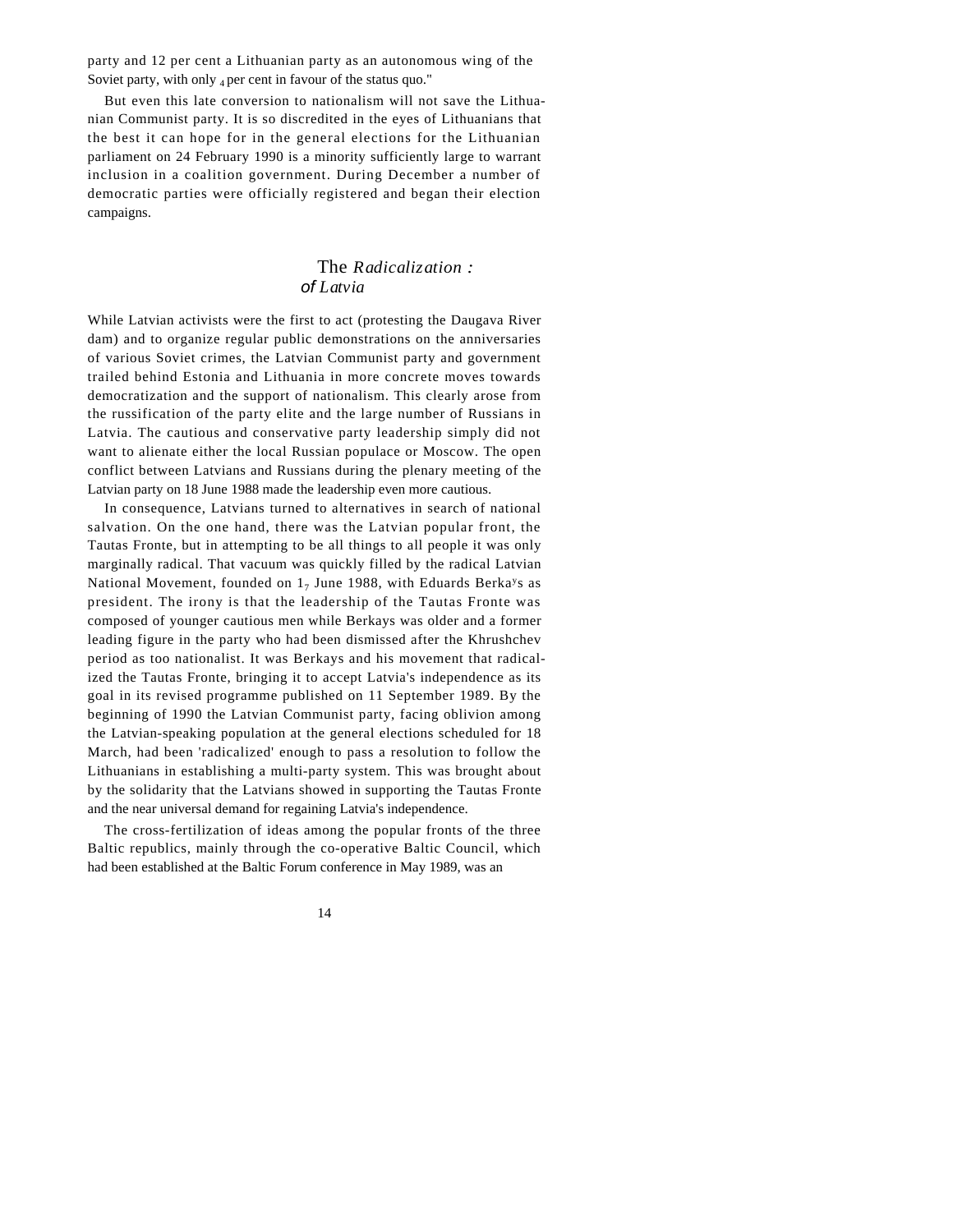party and 12 per cent a Lithuanian party as an autonomous wing of the Soviet party, with only 4 per cent in favour of the status quo."

But even this late conversion to nationalism will not save the Lithuanian Communist party. It is so discredited in the eyes of Lithuanians that the best it can hope for in the general elections for the Lithuanian parliament on 24 February 1990 is a minority sufficiently large to warrant inclusion in a coalition government. During December a number of democratic parties were officially registered and began their election campaigns.

## The *Radicalization : of Latvia*

While Latvian activists were the first to act (protesting the Daugava River dam) and to organize regular public demonstrations on the anniversaries of various Soviet crimes, the Latvian Communist party and government trailed behind Estonia and Lithuania in more concrete moves towards democratization and the support of nationalism. This clearly arose from the russification of the party elite and the large number of Russians in Latvia. The cautious and conservative party leadership simply did not want to alienate either the local Russian populace or Moscow. The open conflict between Latvians and Russians during the plenary meeting of the Latvian party on 18 June 1988 made the leadership even more cautious.

In consequence, Latvians turned to alternatives in search of national salvation. On the one hand, there was the Latvian popular front, the Tautas Fronte, but in attempting to be all things to all people it was only marginally radical. That vacuum was quickly filled by the radical Latvian National Movement, founded on 17 June 1988, with Eduards Berkays as president. The irony is that the leadership of the Tautas Fronte was composed of younger cautious men while Berkays was older and a former leading figure in the party who had been dismissed after the Khrushchev period as too nationalist. It was Berkays and his movement that radicalized the Tautas Fronte, bringing it to accept Latvia's independence as its goal in its revised programme published on 11 September 1989. By the beginning of 1990 the Latvian Communist party, facing oblivion among the Latvian-speaking population at the general elections scheduled for 18 March, had been 'radicalized' enough to pass a resolution to follow the Lithuanians in establishing a multi-party system. This was brought about by the solidarity that the Latvians showed in supporting the Tautas Fronte and the near universal demand for regaining Latvia's independence.

The cross-fertilization of ideas among the popular fronts of the three Baltic republics, mainly through the co-operative Baltic Council, which had been established at the Baltic Forum conference in May 1989, was an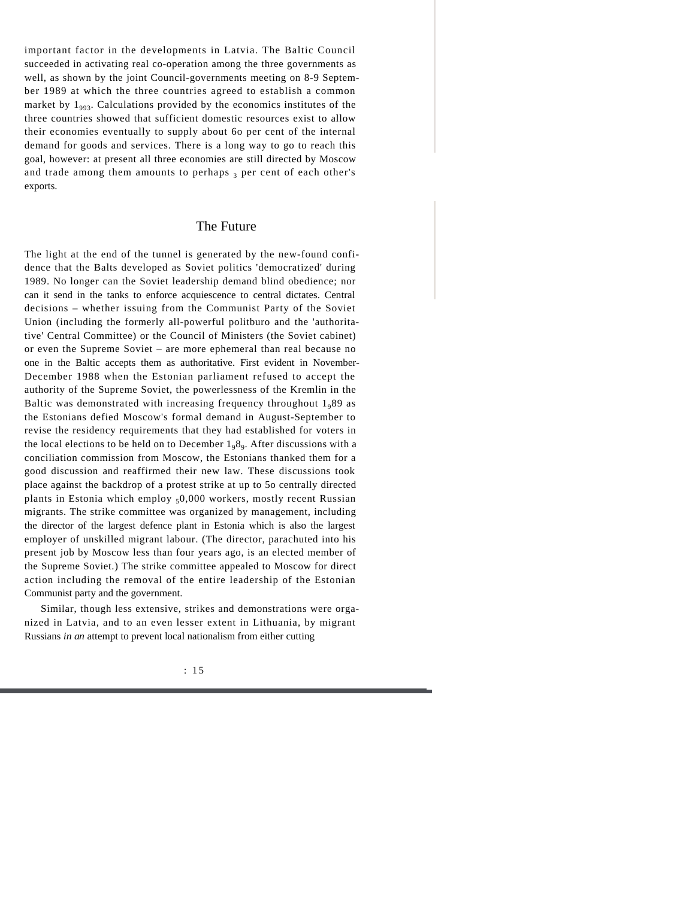important factor in the developments in Latvia. The Baltic Council succeeded in activating real co-operation among the three governments as well, as shown by the joint Council-governments meeting on 8-9 September 1989 at which the three countries agreed to establish a common market by 1993. Calculations provided by the economics institutes of the three countries showed that sufficient domestic resources exist to allow their economies eventually to supply about 60 per cent of the internal demand for goods and services. There is a long way to go to reach this goal, however: at present all three economies are still directed by Moscow and trade among them amounts to perhaps 3 per cent of each other's exports.

## The Future

The light at the end of the tunnel is generated by the new-found confidence that the Balts developed as Soviet politics 'democratized' during 1989. No longer can the Soviet leadership demand blind obedience; nor can it send in the tanks to enforce acquiescence to central dictates. Central decisions – whether issuing from the Communist Party of the Soviet Union (including the formerly all-powerful politburo and the 'authoritative' Central Committee) or the Council of Ministers (the Soviet cabinet) or even the Supreme Soviet – are more ephemeral than real because no one in the Baltic accepts them as authoritative. First evident in November-December 1988 when the Estonian parliament refused to accept the authority of the Supreme Soviet, the powerlessness of the Kremlin in the Baltic was demonstrated with increasing frequency throughout 1989 as the Estonians defied Moscow's formal demand in August-September to revise the residency requirements that they had established for voters in the local elections to be held on to December 1989. After discussions with a conciliation commission from Moscow, the Estonians thanked them for a good discussion and reaffirmed their new law. These discussions took place against the backdrop of a protest strike at up to 50 centrally directed plants in Estonia which employ 50,000 workers, mostly recent Russian migrants. The strike committee was organized by management, including the director of the largest defence plant in Estonia which is also the largest employer of unskilled migrant labour. (The director, parachuted into his present job by Moscow less than four years ago, is an elected member of the Supreme Soviet.) The strike committee appealed to Moscow for direct action including the removal of the entire leadership of the Estonian Communist party and the government.

Similar, though less extensive, strikes and demonstrations were organized in Latvia, and to an even lesser extent in Lithuania, by migrant Russians *in an* attempt to prevent local nationalism from either cutting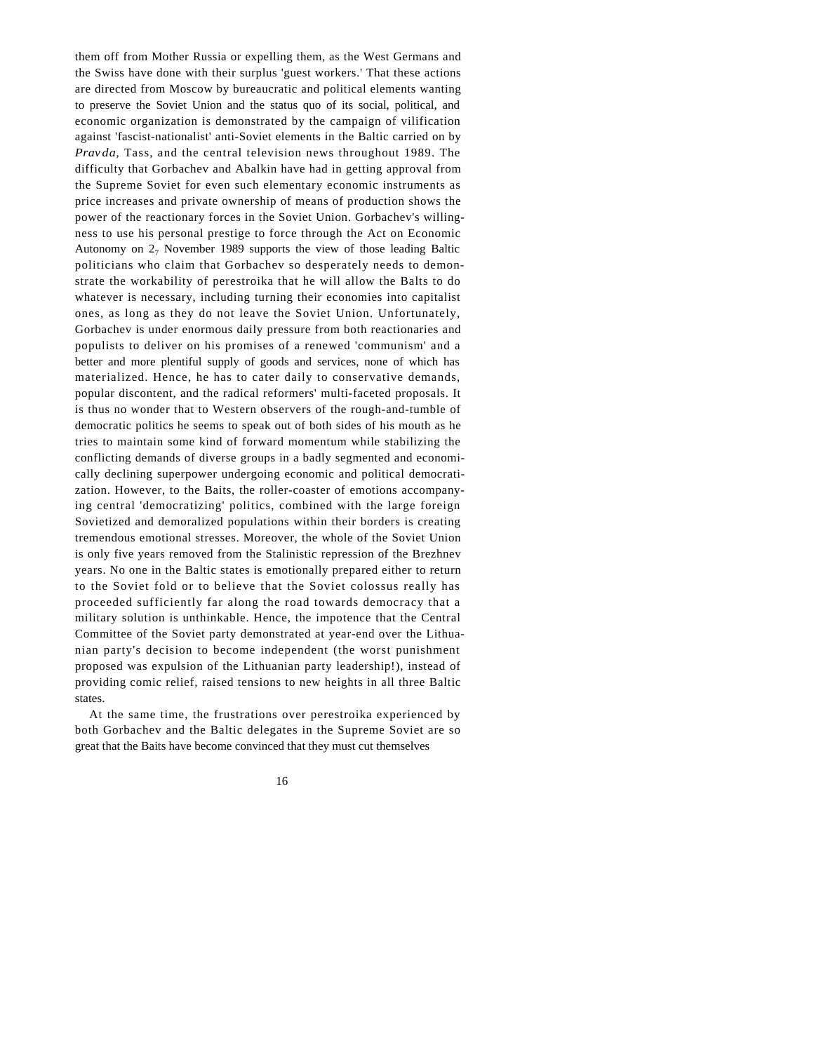them off from Mother Russia or expelling them, as the West Germans and the Swiss have done with their surplus 'guest workers.' That these actions are directed from Moscow by bureaucratic and political elements wanting to preserve the Soviet Union and the status quo of its social, political, and economic organization is demonstrated by the campaign of vilification against 'fascist-nationalist' anti-Soviet elements in the Baltic carried on by *Pravda*, Tass, and the central television news throughout 1989. The difficulty that Gorbachev and Abalkin have had in getting approval from the Supreme Soviet for even such elementary economic instruments as price increases and private ownership of means of production shows the power of the reactionary forces in the Soviet Union. Gorbachev's willingness to use his personal prestige to force through the Act on Economic Autonomy on 27 November 1989 supports the view of those leading Baltic politicians who claim that Gorbachev so desperately needs to demonstrate the workability of perestroika that he will allow the Balts to do whatever is necessary, including turning their economies into capitalist ones, as long as they do not leave the Soviet Union. Unfortunately, Gorbachev is under enormous daily pressure from both reactionaries and populists to deliver on his promises of a renewed 'communism' and a better and more plentiful supply of goods and services, none of which has materialized. Hence, he has to cater daily to conservative demands, popular discontent, and the radical reformers' multi-faceted proposals. It is thus no wonder that to Western observers of the rough-and-tumble of democratic politics he seems to speak out of both sides of his mouth as he tries to maintain some kind of forward momentum while stabilizing the conflicting demands of diverse groups in a badly segmented and economically declining superpower undergoing economic and political democratization. However, to the Baits, the roller-coaster of emotions accompanying central 'democratizing' politics, combined with the large foreign Sovietized and demoralized populations within their borders is creating tremendous emotional stresses. Moreover, the whole of the Soviet Union is only five years removed from the Stalinistic repression of the Brezhnev years. No one in the Baltic states is emotionally prepared either to return to the Soviet fold or to believe that the Soviet colossus really has proceeded sufficiently far along the road towards democracy that a military solution is unthinkable. Hence, the impotence that the Central Committee of the Soviet party demonstrated at year-end over the Lithuanian party's decision to become independent (the worst punishment proposed was expulsion of the Lithuanian party leadership!), instead of providing comic relief, raised tensions to new heights in all three Baltic states.

At the same time, the frustrations over perestroika experienced by both Gorbachev and the Baltic delegates in the Supreme Soviet are so great that the Baits have become convinced that they must cut themselves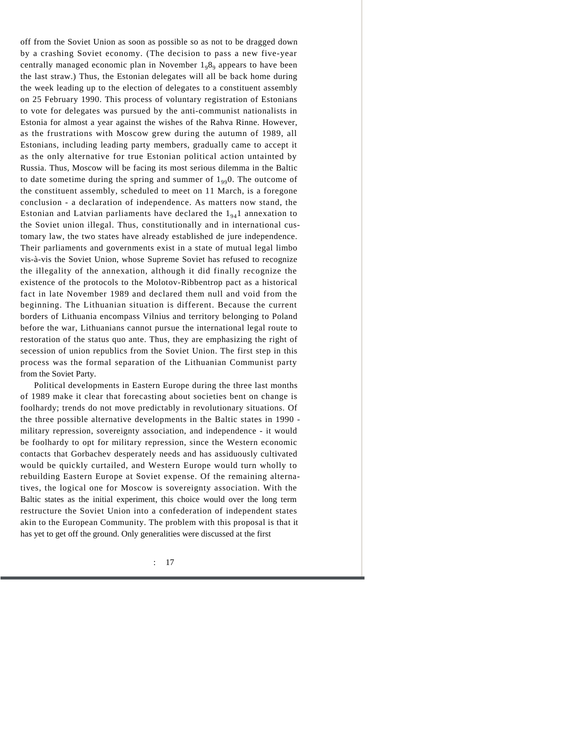off from the Soviet Union as soon as possible so as not to be dragged down by a crashing Soviet economy. (The decision to pass a new five-year centrally managed economic plan in November 1989 appears to have been the last straw.) Thus, the Estonian delegates will all be back home during the week leading up to the election of delegates to a constituent assembly on 25 February 1990. This process of voluntary registration of Estonians to vote for delegates was pursued by the anti-communist nationalists in Estonia for almost a year against the wishes of the Rahva Rinne. However, as the frustrations with Moscow grew during the autumn of 1989, all Estonians, including leading party members, gradually came to accept it as the only alternative for true Estonian political action untainted by Russia. Thus, Moscow will be facing its most serious dilemma in the Baltic to date sometime during the spring and summer of 1990. The outcome of the constituent assembly, scheduled to meet on 11 March, is a foregone conclusion - a declaration of independence. As matters now stand, the Estonian and Latvian parliaments have declared the 1941 annexation to the Soviet union illegal. Thus, constitutionally and in international customary law, the two states have already established de jure independence. Their parliaments and governments exist in a state of mutual legal limbo vis-à-vis the Soviet Union, whose Supreme Soviet has refused to recognize the illegality of the annexation, although it did finally recognize the existence of the protocols to the Molotov-Ribbentrop pact as a historical fact in late November 1989 and declared them null and void from the beginning. The Lithuanian situation is different. Because the current borders of Lithuania encompass Vilnius and territory belonging to Poland before the war, Lithuanians cannot pursue the international legal route to restoration of the status quo ante. Thus, they are emphasizing the right of secession of union republics from the Soviet Union. The first step in this process was the formal separation of the Lithuanian Communist party from the Soviet Party.

Political developments in Eastern Europe during the three last months of 1989 make it clear that forecasting about societies bent on change is foolhardy; trends do not move predictably in revolutionary situations. Of the three possible alternative developments in the Baltic states in 1990 - military repression, sovereignty association, and independence - it would be foolhardy to opt for military repression, since the Western economic contacts that Gorbachev desperately needs and has assiduously cultivated would be quickly curtailed, and Western Europe would turn wholly to rebuilding Eastern Europe at Soviet expense. Of the remaining alternatives, the logical one for Moscow is sovereignty association. With the Baltic states as the initial experiment, this choice would over the long term restructure the Soviet Union into a confederation of independent states akin to the European Community. The problem with this proposal is that it has yet to get off the ground. Only generalities were discussed at the first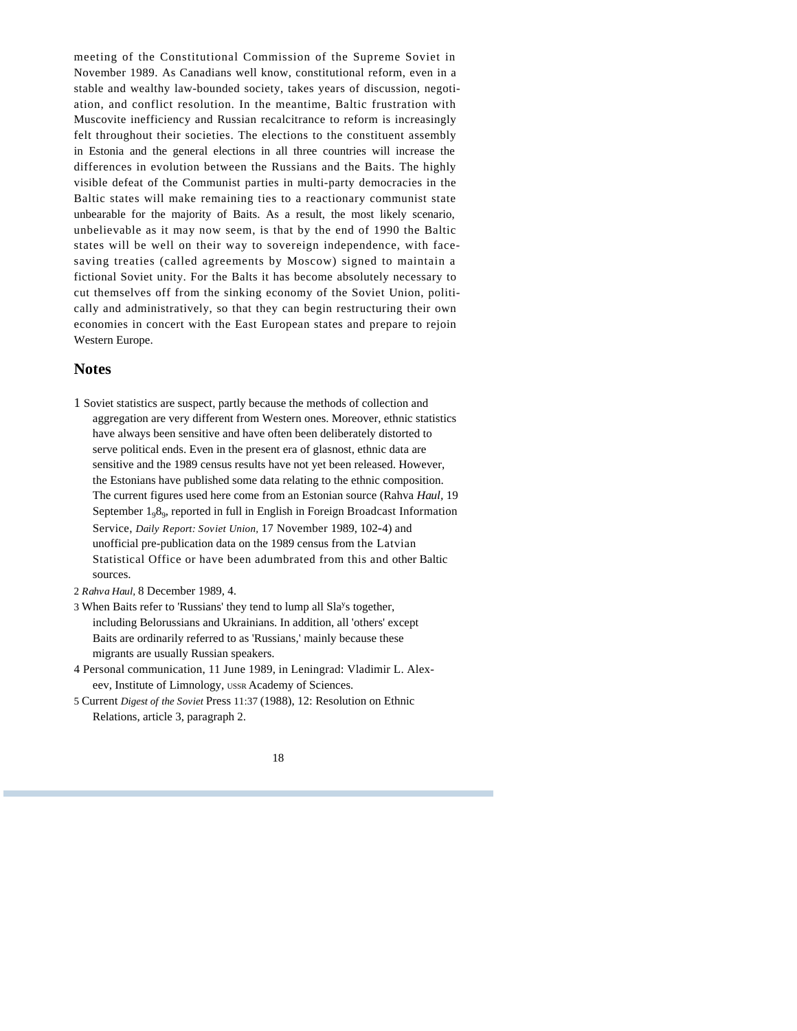meeting of the Constitutional Commission of the Supreme Soviet in November 1989. As Canadians well know, constitutional reform, even in a stable and wealthy law-bounded society, takes years of discussion, negotiation, and conflict resolution. In the meantime, Baltic frustration with Muscovite inefficiency and Russian recalcitrance to reform is increasingly felt throughout their societies. The elections to the constituent assembly in Estonia and the general elections in all three countries will increase the differences in evolution between the Russians and the Baits. The highly visible defeat of the Communist parties in multi-party democracies in the Baltic states will make remaining ties to a reactionary communist state unbearable for the majority of Baits. As a result, the most likely scenario, unbelievable as it may now seem, is that by the end of 1990 the Baltic states will be well on their way to sovereign independence, with face-saving treaties (called agreements by Moscow) signed to maintain a fictional Soviet unity. For the Balts it has become absolutely necessary to cut themselves off from the sinking economy of the Soviet Union, politically and administratively, so that they can begin restructuring their own economies in concert with the East European states and prepare to rejoin Western Europe.

## Notes

1 Soviet statistics are suspect, partly because the methods of collection and aggregation are very different from Western ones. Moreover, ethnic statistics have always been sensitive and have often been deliberately distorted to serve political ends. Even in the present era of glasnost, ethnic data are sensitive and the 1989 census results have not yet been released. However, the Estonians have published some data relating to the ethnic composition. The current figures used here come from an Estonian source (Rahva *Haul*, 19 September 1989, reported in full in English in Foreign Broadcast Information Service, *Daily Report: Soviet Union*, 17 November 1989, 102-4) and unofficial pre-publication data on the 1989 census from the Latvian Statistical Office or have been adumbrated from this and other Baltic sources.

2 *Rahva Haul*, 8 December 1989, 4.

3 When Baits refer to 'Russians' they tend to lump all Slavs together, including Belorussians and Ukrainians. In addition, all 'others' except Baits are ordinarily referred to as 'Russians,' mainly because these migrants are usually Russian speakers.

4 Personal communication, 11 June 1989, in Leningrad: Vladimir L. Alexeev, Institute of Limnology, USSR Academy of Sciences.

5 Current *Digest of the Soviet* Press 11:37 (1988), 12: Resolution on Ethnic Relations, article 3, paragraph 2.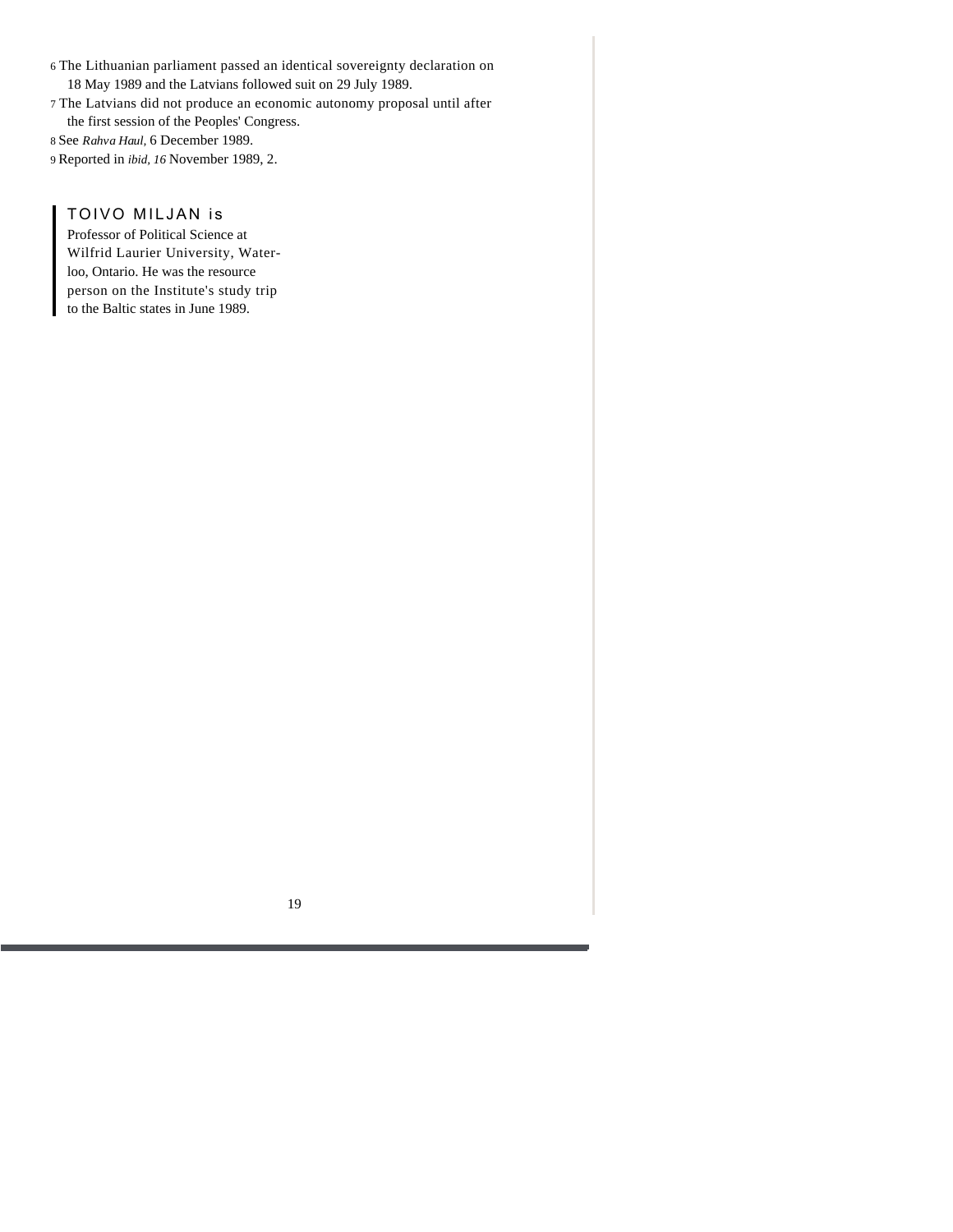6 The Lithuanian parliament passed an identical sovereignty declaration on 18 May 1989 and the Latvians followed suit on 29 July 1989.

7 The Latvians did not produce an economic autonomy proposal until after the first session of the Peoples' Congress.

8 See *Rahva Haul,* 6 December 1989.

9 Reported in *ibid, 16* November 1989, 2.

TOIVO MILJAN is Professor of Political Science at Wilfrid Laurier University, Waterloo, Ontario. He was the resource person on the Institute's study trip to the Baltic states in June 1989.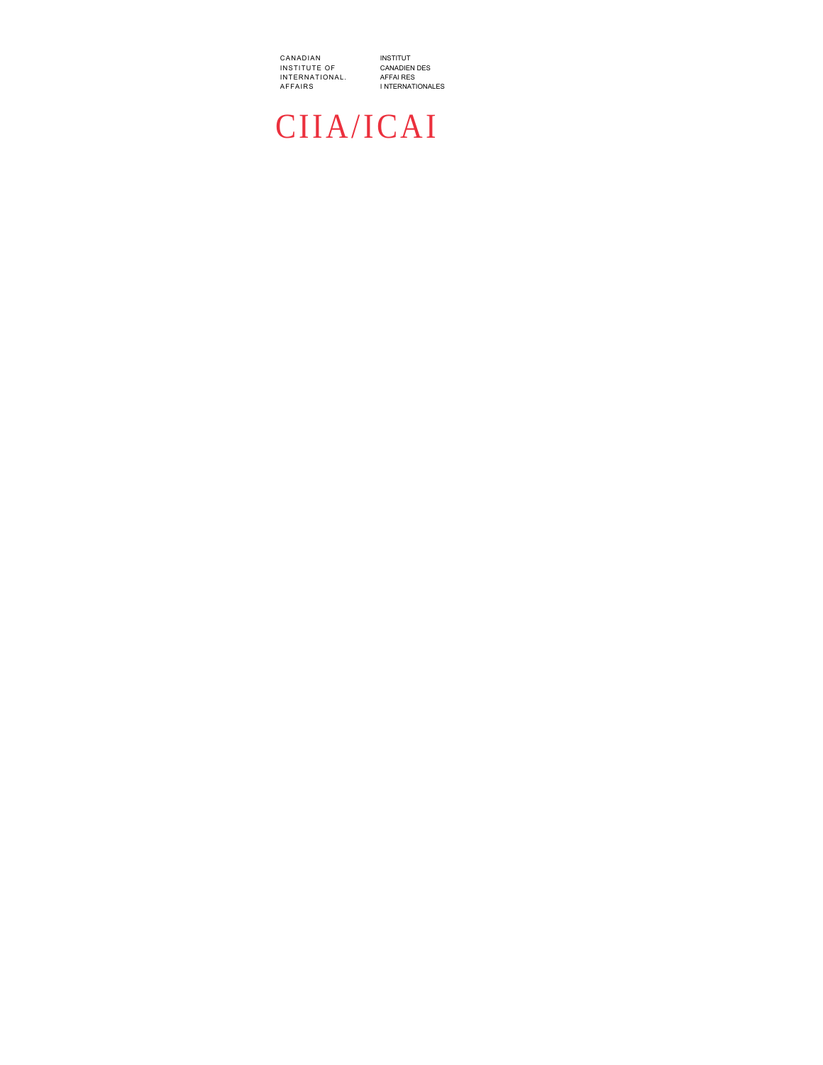CANADIAN
INSTITUTE OF
INTERNATIONAL.
AFFAIRS

INSTITUT
CANADIEN DES
AFFAI RES
I NTERNATIONALES

CIIA/ICAI